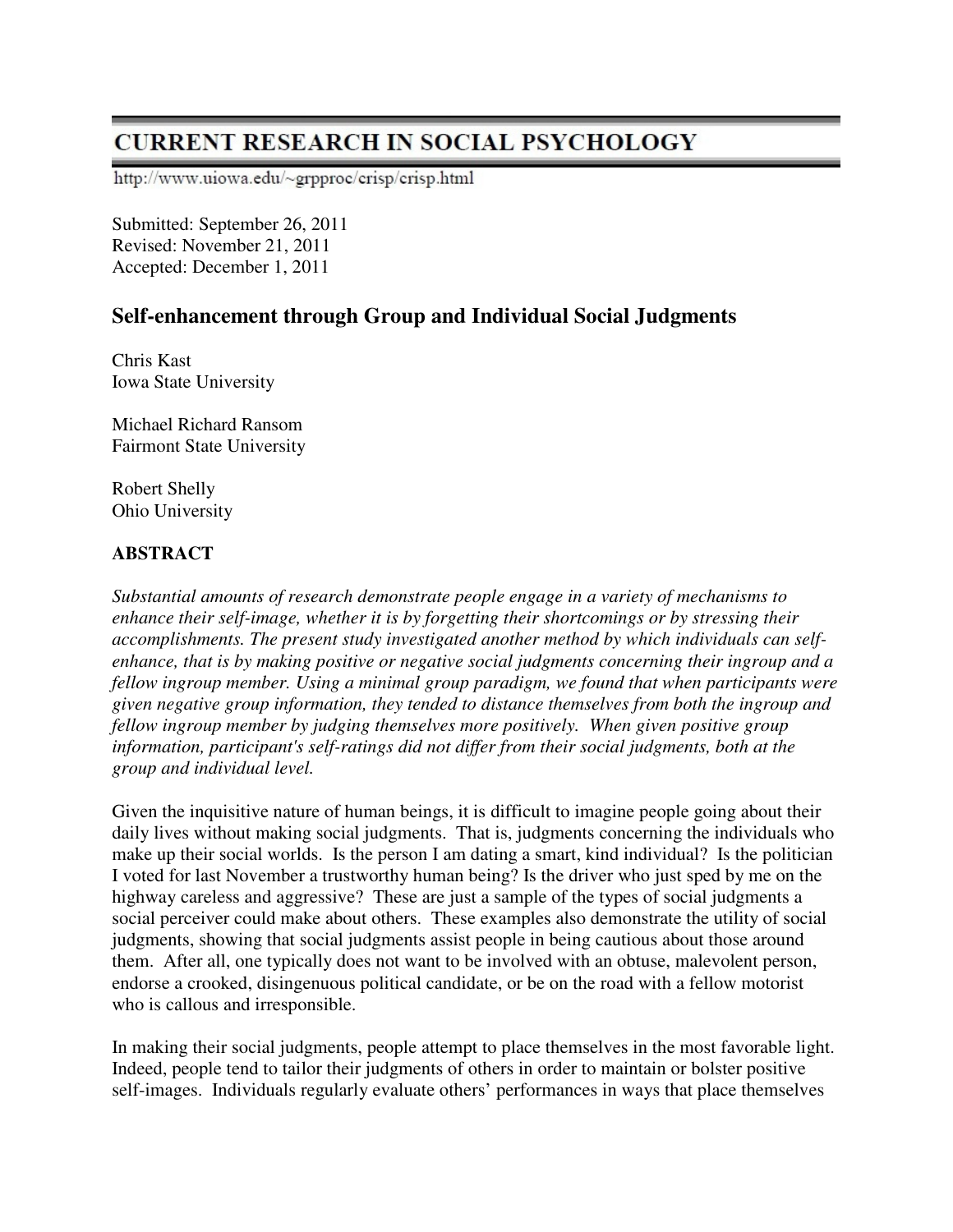# CURRENT RESEARCH IN SOCIAL PSYCHOLOGY

http://www.uiowa.edu/~grpproc/crisp/crisp.html

Submitted: September 26, 2011
Revised: November 21, 2011
Accepted: December 1, 2011

## Self-enhancement through Group and Individual Social Judgments

Chris Kast
Iowa State University

Michael Richard Ransom
Fairmont State University

Robert Shelly
Ohio University

### ABSTRACT

*Substantial amounts of research demonstrate people engage in a variety of mechanisms to enhance their self-image, whether it is by forgetting their shortcomings or by stressing their accomplishments. The present study investigated another method by which individuals can self-enhance, that is by making positive or negative social judgments concerning their ingroup and a fellow ingroup member. Using a minimal group paradigm, we found that when participants were given negative group information, they tended to distance themselves from both the ingroup and fellow ingroup member by judging themselves more positively. When given positive group information, participant's self-ratings did not differ from their social judgments, both at the group and individual level.*

Given the inquisitive nature of human beings, it is difficult to imagine people going about their daily lives without making social judgments. That is, judgments concerning the individuals who make up their social worlds. Is the person I am dating a smart, kind individual? Is the politician I voted for last November a trustworthy human being? Is the driver who just sped by me on the highway careless and aggressive? These are just a sample of the types of social judgments a social perceiver could make about others. These examples also demonstrate the utility of social judgments, showing that social judgments assist people in being cautious about those around them. After all, one typically does not want to be involved with an obtuse, malevolent person, endorse a crooked, disingenuous political candidate, or be on the road with a fellow motorist who is callous and irresponsible.

In making their social judgments, people attempt to place themselves in the most favorable light. Indeed, people tend to tailor their judgments of others in order to maintain or bolster positive self-images. Individuals regularly evaluate others' performances in ways that place themselves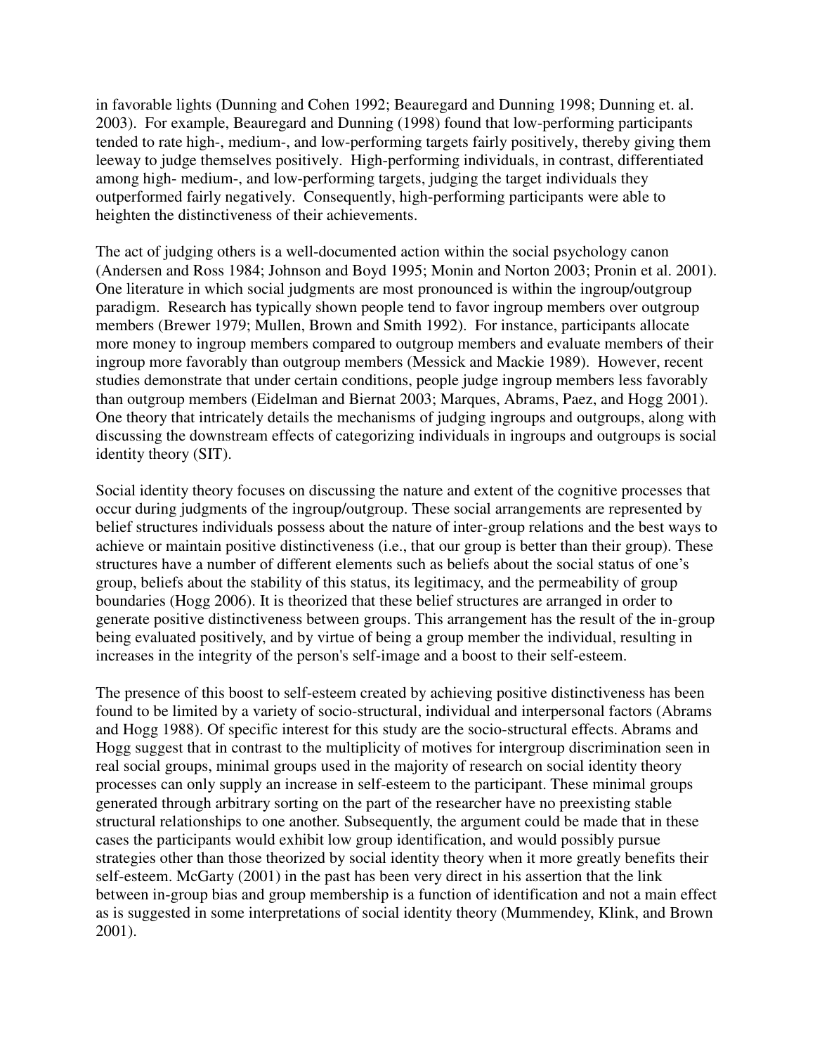in favorable lights (Dunning and Cohen 1992; Beauregard and Dunning 1998; Dunning et. al. 2003). For example, Beauregard and Dunning (1998) found that low-performing participants tended to rate high-, medium-, and low-performing targets fairly positively, thereby giving them leeway to judge themselves positively. High-performing individuals, in contrast, differentiated among high- medium-, and low-performing targets, judging the target individuals they outperformed fairly negatively. Consequently, high-performing participants were able to heighten the distinctiveness of their achievements.

The act of judging others is a well-documented action within the social psychology canon (Andersen and Ross 1984; Johnson and Boyd 1995; Monin and Norton 2003; Pronin et al. 2001). One literature in which social judgments are most pronounced is within the ingroup/outgroup paradigm. Research has typically shown people tend to favor ingroup members over outgroup members (Brewer 1979; Mullen, Brown and Smith 1992). For instance, participants allocate more money to ingroup members compared to outgroup members and evaluate members of their ingroup more favorably than outgroup members (Messick and Mackie 1989). However, recent studies demonstrate that under certain conditions, people judge ingroup members less favorably than outgroup members (Eidelman and Biernat 2003; Marques, Abrams, Paez, and Hogg 2001). One theory that intricately details the mechanisms of judging ingroups and outgroups, along with discussing the downstream effects of categorizing individuals in ingroups and outgroups is social identity theory (SIT).

Social identity theory focuses on discussing the nature and extent of the cognitive processes that occur during judgments of the ingroup/outgroup. These social arrangements are represented by belief structures individuals possess about the nature of inter-group relations and the best ways to achieve or maintain positive distinctiveness (i.e., that our group is better than their group). These structures have a number of different elements such as beliefs about the social status of one's group, beliefs about the stability of this status, its legitimacy, and the permeability of group boundaries (Hogg 2006). It is theorized that these belief structures are arranged in order to generate positive distinctiveness between groups. This arrangement has the result of the in-group being evaluated positively, and by virtue of being a group member the individual, resulting in increases in the integrity of the person's self-image and a boost to their self-esteem.

The presence of this boost to self-esteem created by achieving positive distinctiveness has been found to be limited by a variety of socio-structural, individual and interpersonal factors (Abrams and Hogg 1988). Of specific interest for this study are the socio-structural effects. Abrams and Hogg suggest that in contrast to the multiplicity of motives for intergroup discrimination seen in real social groups, minimal groups used in the majority of research on social identity theory processes can only supply an increase in self-esteem to the participant. These minimal groups generated through arbitrary sorting on the part of the researcher have no preexisting stable structural relationships to one another. Subsequently, the argument could be made that in these cases the participants would exhibit low group identification, and would possibly pursue strategies other than those theorized by social identity theory when it more greatly benefits their self-esteem. McGarty (2001) in the past has been very direct in his assertion that the link between in-group bias and group membership is a function of identification and not a main effect as is suggested in some interpretations of social identity theory (Mummendey, Klink, and Brown 2001).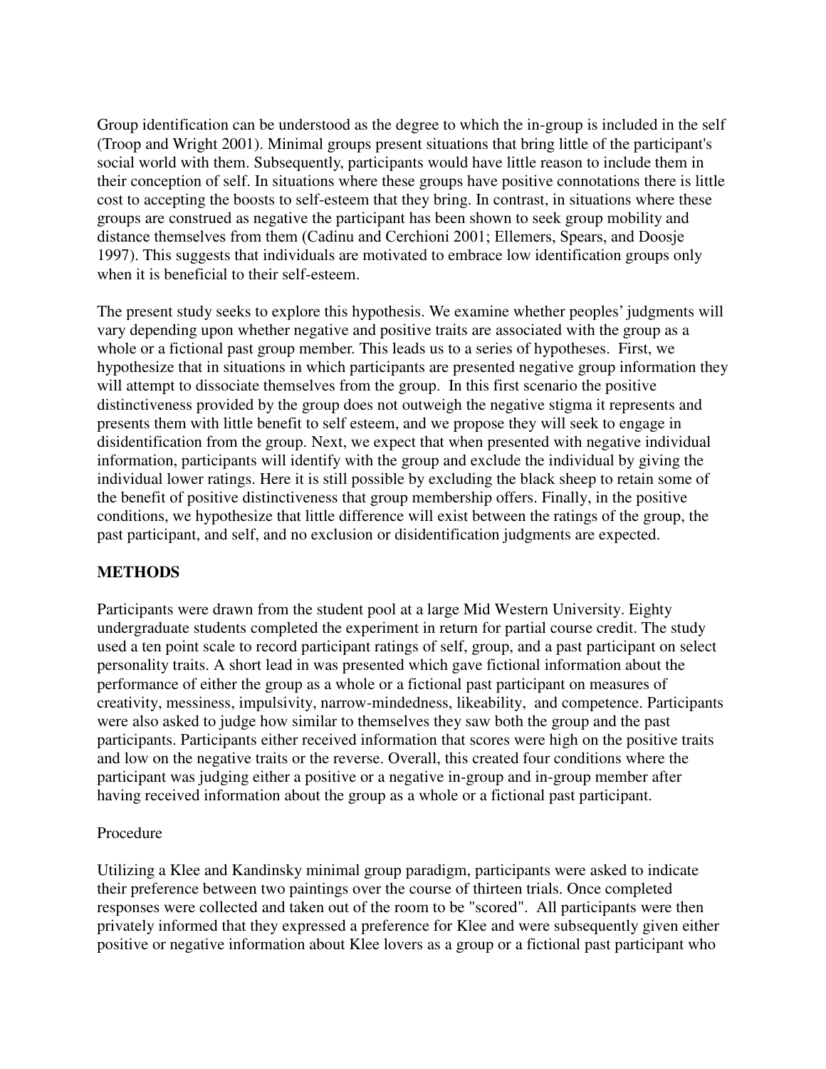Group identification can be understood as the degree to which the in-group is included in the self (Troop and Wright 2001). Minimal groups present situations that bring little of the participant's social world with them. Subsequently, participants would have little reason to include them in their conception of self. In situations where these groups have positive connotations there is little cost to accepting the boosts to self-esteem that they bring. In contrast, in situations where these groups are construed as negative the participant has been shown to seek group mobility and distance themselves from them (Cadinu and Cerchioni 2001; Ellemers, Spears, and Doosje 1997). This suggests that individuals are motivated to embrace low identification groups only when it is beneficial to their self-esteem.

The present study seeks to explore this hypothesis. We examine whether peoples' judgments will vary depending upon whether negative and positive traits are associated with the group as a whole or a fictional past group member. This leads us to a series of hypotheses. First, we hypothesize that in situations in which participants are presented negative group information they will attempt to dissociate themselves from the group. In this first scenario the positive distinctiveness provided by the group does not outweigh the negative stigma it represents and presents them with little benefit to self esteem, and we propose they will seek to engage in disidentification from the group. Next, we expect that when presented with negative individual information, participants will identify with the group and exclude the individual by giving the individual lower ratings. Here it is still possible by excluding the black sheep to retain some of the benefit of positive distinctiveness that group membership offers. Finally, in the positive conditions, we hypothesize that little difference will exist between the ratings of the group, the past participant, and self, and no exclusion or disidentification judgments are expected.

## METHODS

Participants were drawn from the student pool at a large Mid Western University. Eighty undergraduate students completed the experiment in return for partial course credit. The study used a ten point scale to record participant ratings of self, group, and a past participant on select personality traits. A short lead in was presented which gave fictional information about the performance of either the group as a whole or a fictional past participant on measures of creativity, messiness, impulsivity, narrow-mindedness, likeability, and competence. Participants were also asked to judge how similar to themselves they saw both the group and the past participants. Participants either received information that scores were high on the positive traits and low on the negative traits or the reverse. Overall, this created four conditions where the participant was judging either a positive or a negative in-group and in-group member after having received information about the group as a whole or a fictional past participant.

### Procedure

Utilizing a Klee and Kandinsky minimal group paradigm, participants were asked to indicate their preference between two paintings over the course of thirteen trials. Once completed responses were collected and taken out of the room to be "scored". All participants were then privately informed that they expressed a preference for Klee and were subsequently given either positive or negative information about Klee lovers as a group or a fictional past participant who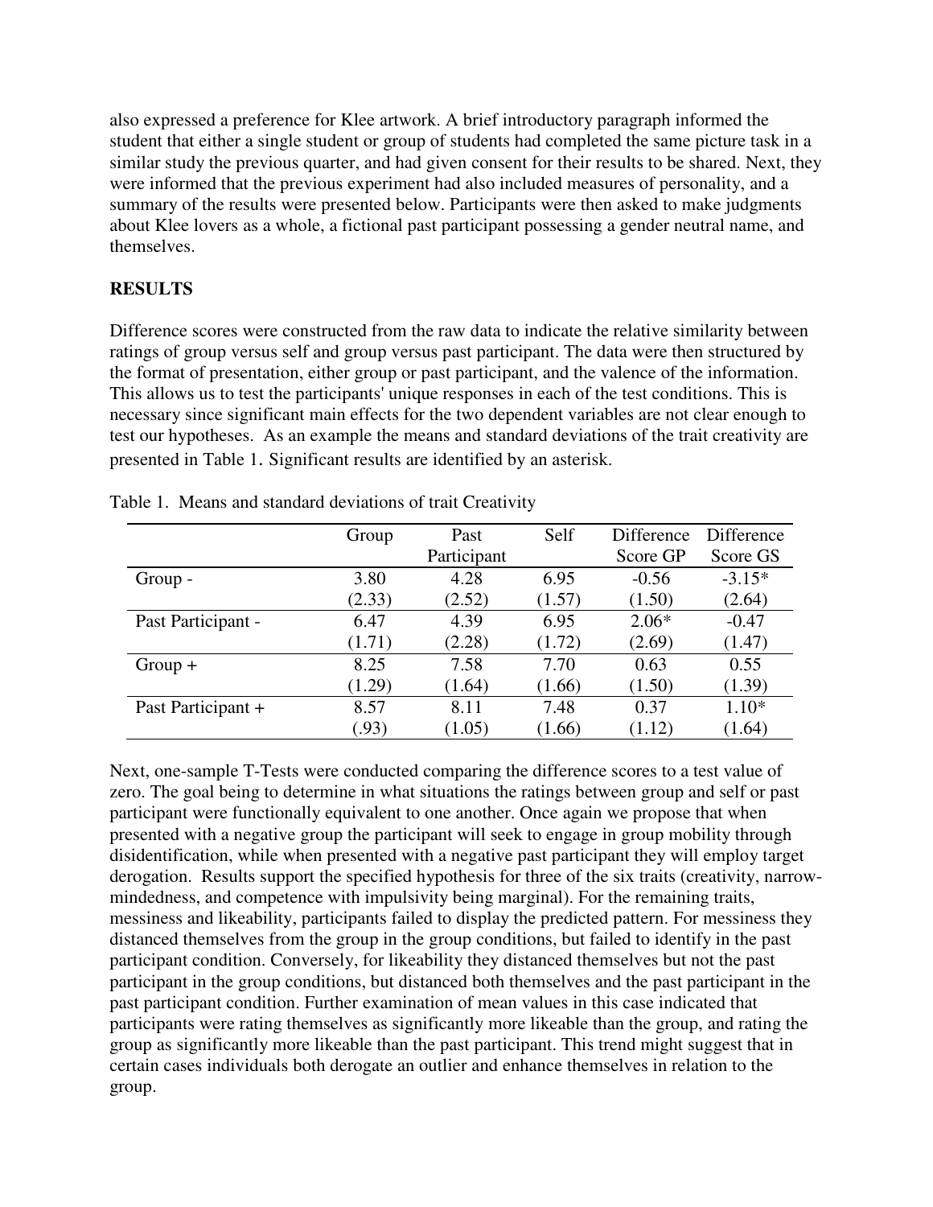also expressed a preference for Klee artwork. A brief introductory paragraph informed the student that either a single student or group of students had completed the same picture task in a similar study the previous quarter, and had given consent for their results to be shared. Next, they were informed that the previous experiment had also included measures of personality, and a summary of the results were presented below. Participants were then asked to make judgments about Klee lovers as a whole, a fictional past participant possessing a gender neutral name, and themselves.

**RESULTS**

Difference scores were constructed from the raw data to indicate the relative similarity between ratings of group versus self and group versus past participant. The data were then structured by the format of presentation, either group or past participant, and the valence of the information. This allows us to test the participants' unique responses in each of the test conditions. This is necessary since significant main effects for the two dependent variables are not clear enough to test our hypotheses. As an example the means and standard deviations of the trait creativity are presented in Table 1. Significant results are identified by an asterisk.

Table 1. Means and standard deviations of trait Creativity

| | Group | Past Participant | Self | Difference Score GP | Difference Score GS |
|---|---|---|---|---|---|
| Group - | 3.80<br>(2.33) | 4.28<br>(2.52) | 6.95<br>(1.57) | -0.56<br>(1.50) | -3.15*<br>(2.64) |
| Past Participant - | 6.47<br>(1.71) | 4.39<br>(2.28) | 6.95<br>(1.72) | 2.06*<br>(2.69) | -0.47<br>(1.47) |
| Group + | 8.25<br>(1.29) | 7.58<br>(1.64) | 7.70<br>(1.66) | 0.63<br>(1.50) | 0.55<br>(1.39) |
| Past Participant + | 8.57<br>(.93) | 8.11<br>(1.05) | 7.48<br>(1.66) | 0.37<br>(1.12) | 1.10*<br>(1.64) |

Next, one-sample T-Tests were conducted comparing the difference scores to a test value of zero. The goal being to determine in what situations the ratings between group and self or past participant were functionally equivalent to one another. Once again we propose that when presented with a negative group the participant will seek to engage in group mobility through disidentification, while when presented with a negative past participant they will employ target derogation. Results support the specified hypothesis for three of the six traits (creativity, narrow-mindedness, and competence with impulsivity being marginal). For the remaining traits, messiness and likeability, participants failed to display the predicted pattern. For messiness they distanced themselves from the group in the group conditions, but failed to identify in the past participant condition. Conversely, for likeability they distanced themselves but not the past participant in the group conditions, but distanced both themselves and the past participant in the past participant condition. Further examination of mean values in this case indicated that participants were rating themselves as significantly more likeable than the group, and rating the group as significantly more likeable than the past participant. This trend might suggest that in certain cases individuals both derogate an outlier and enhance themselves in relation to the group.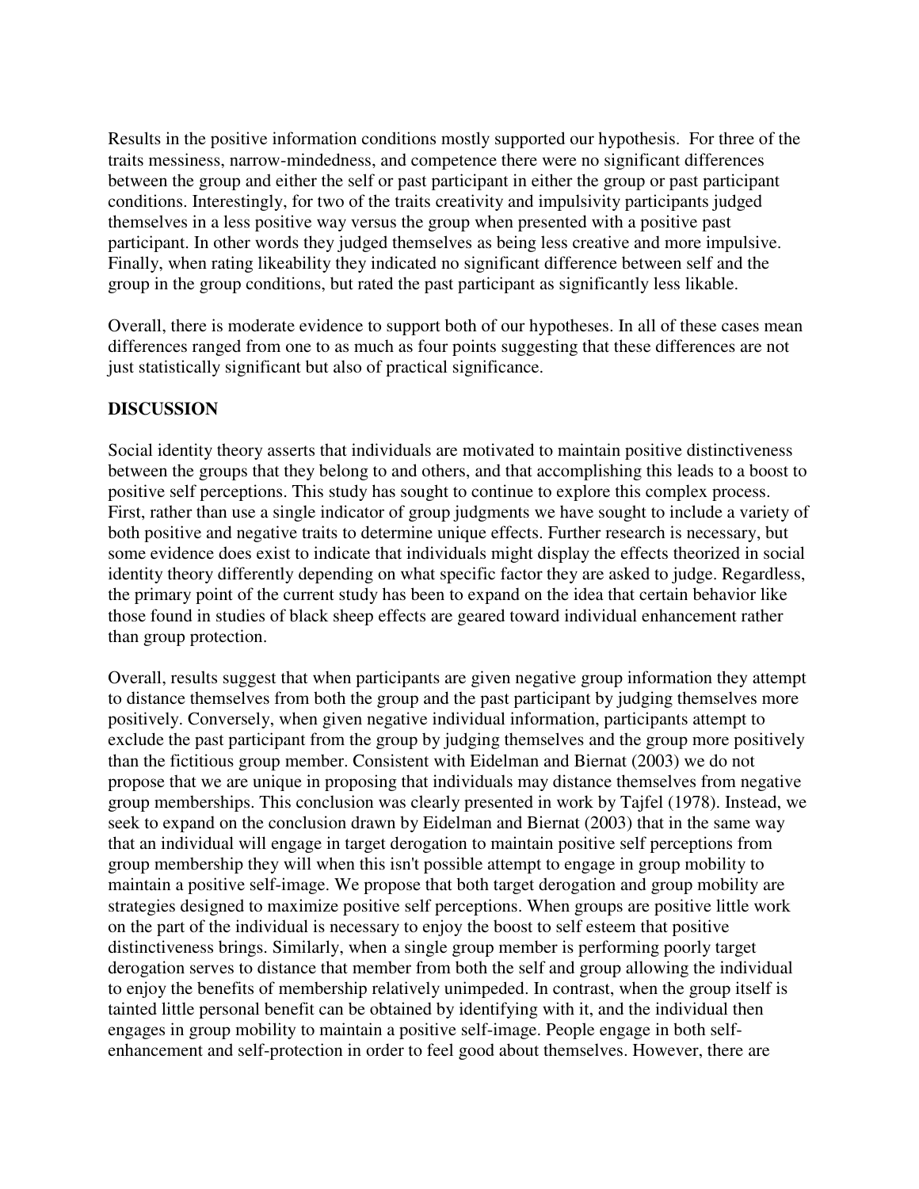Results in the positive information conditions mostly supported our hypothesis. For three of the traits messiness, narrow-mindedness, and competence there were no significant differences between the group and either the self or past participant in either the group or past participant conditions. Interestingly, for two of the traits creativity and impulsivity participants judged themselves in a less positive way versus the group when presented with a positive past participant. In other words they judged themselves as being less creative and more impulsive. Finally, when rating likeability they indicated no significant difference between self and the group in the group conditions, but rated the past participant as significantly less likable.

Overall, there is moderate evidence to support both of our hypotheses. In all of these cases mean differences ranged from one to as much as four points suggesting that these differences are not just statistically significant but also of practical significance.

## DISCUSSION

Social identity theory asserts that individuals are motivated to maintain positive distinctiveness between the groups that they belong to and others, and that accomplishing this leads to a boost to positive self perceptions. This study has sought to continue to explore this complex process. First, rather than use a single indicator of group judgments we have sought to include a variety of both positive and negative traits to determine unique effects. Further research is necessary, but some evidence does exist to indicate that individuals might display the effects theorized in social identity theory differently depending on what specific factor they are asked to judge. Regardless, the primary point of the current study has been to expand on the idea that certain behavior like those found in studies of black sheep effects are geared toward individual enhancement rather than group protection.

Overall, results suggest that when participants are given negative group information they attempt to distance themselves from both the group and the past participant by judging themselves more positively. Conversely, when given negative individual information, participants attempt to exclude the past participant from the group by judging themselves and the group more positively than the fictitious group member. Consistent with Eidelman and Biernat (2003) we do not propose that we are unique in proposing that individuals may distance themselves from negative group memberships. This conclusion was clearly presented in work by Tajfel (1978). Instead, we seek to expand on the conclusion drawn by Eidelman and Biernat (2003) that in the same way that an individual will engage in target derogation to maintain positive self perceptions from group membership they will when this isn't possible attempt to engage in group mobility to maintain a positive self-image. We propose that both target derogation and group mobility are strategies designed to maximize positive self perceptions. When groups are positive little work on the part of the individual is necessary to enjoy the boost to self esteem that positive distinctiveness brings. Similarly, when a single group member is performing poorly target derogation serves to distance that member from both the self and group allowing the individual to enjoy the benefits of membership relatively unimpeded. In contrast, when the group itself is tainted little personal benefit can be obtained by identifying with it, and the individual then engages in group mobility to maintain a positive self-image. People engage in both self-enhancement and self-protection in order to feel good about themselves. However, there are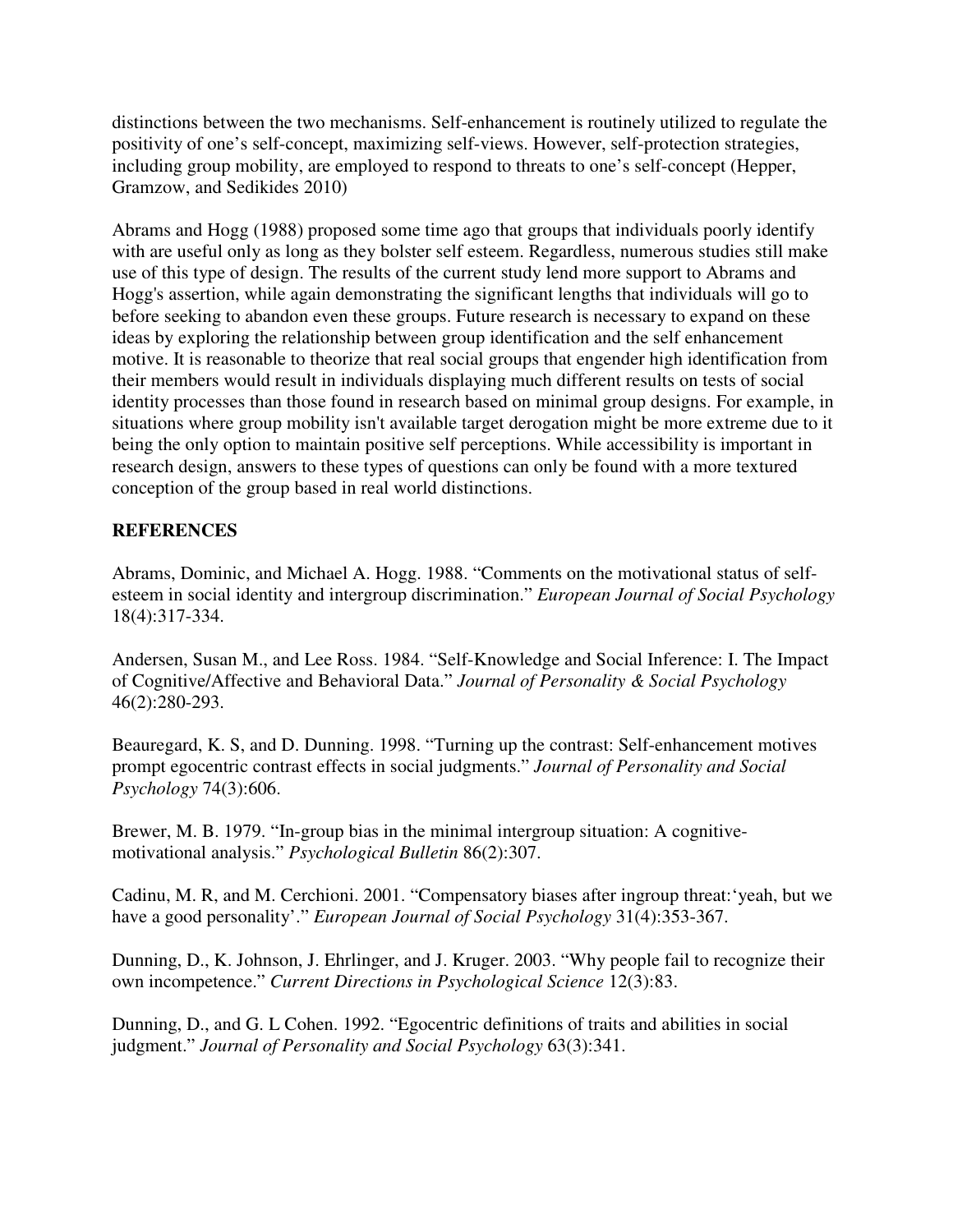distinctions between the two mechanisms. Self-enhancement is routinely utilized to regulate the positivity of one's self-concept, maximizing self-views. However, self-protection strategies, including group mobility, are employed to respond to threats to one's self-concept (Hepper, Gramzow, and Sedikides 2010)

Abrams and Hogg (1988) proposed some time ago that groups that individuals poorly identify with are useful only as long as they bolster self esteem. Regardless, numerous studies still make use of this type of design. The results of the current study lend more support to Abrams and Hogg's assertion, while again demonstrating the significant lengths that individuals will go to before seeking to abandon even these groups. Future research is necessary to expand on these ideas by exploring the relationship between group identification and the self enhancement motive. It is reasonable to theorize that real social groups that engender high identification from their members would result in individuals displaying much different results on tests of social identity processes than those found in research based on minimal group designs. For example, in situations where group mobility isn't available target derogation might be more extreme due to it being the only option to maintain positive self perceptions. While accessibility is important in research design, answers to these types of questions can only be found with a more textured conception of the group based in real world distinctions.

## REFERENCES

Abrams, Dominic, and Michael A. Hogg. 1988. "Comments on the motivational status of self-esteem in social identity and intergroup discrimination." *European Journal of Social Psychology* 18(4):317-334.

Andersen, Susan M., and Lee Ross. 1984. "Self-Knowledge and Social Inference: I. The Impact of Cognitive/Affective and Behavioral Data." *Journal of Personality & Social Psychology* 46(2):280-293.

Beauregard, K. S, and D. Dunning. 1998. "Turning up the contrast: Self-enhancement motives prompt egocentric contrast effects in social judgments." *Journal of Personality and Social Psychology* 74(3):606.

Brewer, M. B. 1979. "In-group bias in the minimal intergroup situation: A cognitive-motivational analysis." *Psychological Bulletin* 86(2):307.

Cadinu, M. R, and M. Cerchioni. 2001. "Compensatory biases after ingroup threat:'yeah, but we have a good personality'." *European Journal of Social Psychology* 31(4):353-367.

Dunning, D., K. Johnson, J. Ehrlinger, and J. Kruger. 2003. "Why people fail to recognize their own incompetence." *Current Directions in Psychological Science* 12(3):83.

Dunning, D., and G. L Cohen. 1992. "Egocentric definitions of traits and abilities in social judgment." *Journal of Personality and Social Psychology* 63(3):341.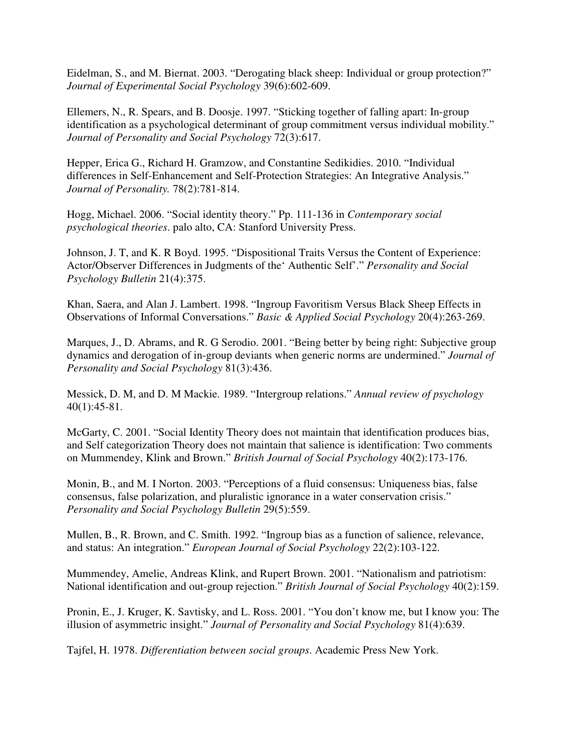Eidelman, S., and M. Biernat. 2003. "Derogating black sheep: Individual or group protection?" *Journal of Experimental Social Psychology* 39(6):602-609.

Ellemers, N., R. Spears, and B. Doosje. 1997. "Sticking together of falling apart: In-group identification as a psychological determinant of group commitment versus individual mobility." *Journal of Personality and Social Psychology* 72(3):617.

Hepper, Erica G., Richard H. Gramzow, and Constantine Sedikidies. 2010. "Individual differences in Self-Enhancement and Self-Protection Strategies: An Integrative Analysis." *Journal of Personality.* 78(2):781-814.

Hogg, Michael. 2006. "Social identity theory." Pp. 111-136 in *Contemporary social psychological theories*. palo alto, CA: Stanford University Press.

Johnson, J. T, and K. R Boyd. 1995. "Dispositional Traits Versus the Content of Experience: Actor/Observer Differences in Judgments of the' Authentic Self'." *Personality and Social Psychology Bulletin* 21(4):375.

Khan, Saera, and Alan J. Lambert. 1998. "Ingroup Favoritism Versus Black Sheep Effects in Observations of Informal Conversations." *Basic & Applied Social Psychology* 20(4):263-269.

Marques, J., D. Abrams, and R. G Serodio. 2001. "Being better by being right: Subjective group dynamics and derogation of in-group deviants when generic norms are undermined." *Journal of Personality and Social Psychology* 81(3):436.

Messick, D. M, and D. M Mackie. 1989. "Intergroup relations." *Annual review of psychology* 40(1):45-81.

McGarty, C. 2001. "Social Identity Theory does not maintain that identification produces bias, and Self categorization Theory does not maintain that salience is identification: Two comments on Mummendey, Klink and Brown." *British Journal of Social Psychology* 40(2):173-176.

Monin, B., and M. I Norton. 2003. "Perceptions of a fluid consensus: Uniqueness bias, false consensus, false polarization, and pluralistic ignorance in a water conservation crisis." *Personality and Social Psychology Bulletin* 29(5):559.

Mullen, B., R. Brown, and C. Smith. 1992. "Ingroup bias as a function of salience, relevance, and status: An integration." *European Journal of Social Psychology* 22(2):103-122.

Mummendey, Amelie, Andreas Klink, and Rupert Brown. 2001. "Nationalism and patriotism: National identification and out-group rejection." *British Journal of Social Psychology* 40(2):159.

Pronin, E., J. Kruger, K. Savtisky, and L. Ross. 2001. "You don't know me, but I know you: The illusion of asymmetric insight." *Journal of Personality and Social Psychology* 81(4):639.

Tajfel, H. 1978. *Differentiation between social groups*. Academic Press New York.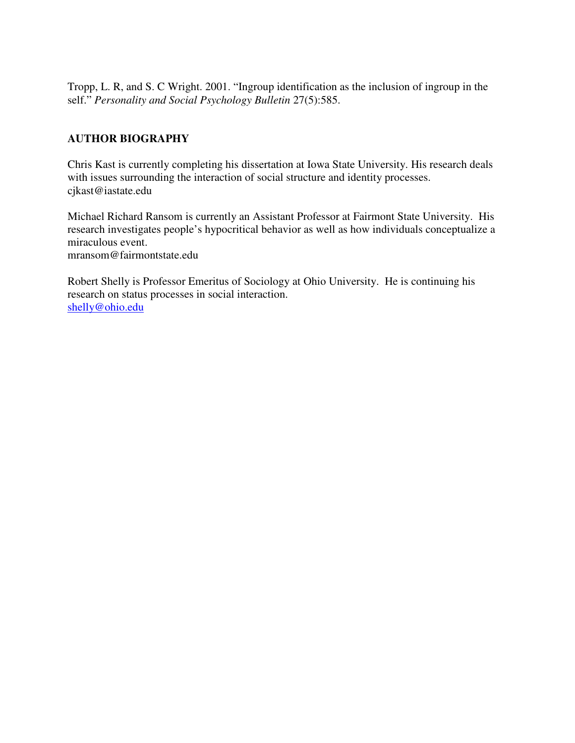Tropp, L. R, and S. C Wright. 2001. "Ingroup identification as the inclusion of ingroup in the self." *Personality and Social Psychology Bulletin* 27(5):585.

## AUTHOR BIOGRAPHY

Chris Kast is currently completing his dissertation at Iowa State University. His research deals with issues surrounding the interaction of social structure and identity processes.
cjkast@iastate.edu

Michael Richard Ransom is currently an Assistant Professor at Fairmont State University. His research investigates people's hypocritical behavior as well as how individuals conceptualize a miraculous event.
mransom@fairmontstate.edu

Robert Shelly is Professor Emeritus of Sociology at Ohio University. He is continuing his research on status processes in social interaction.
shelly@ohio.edu